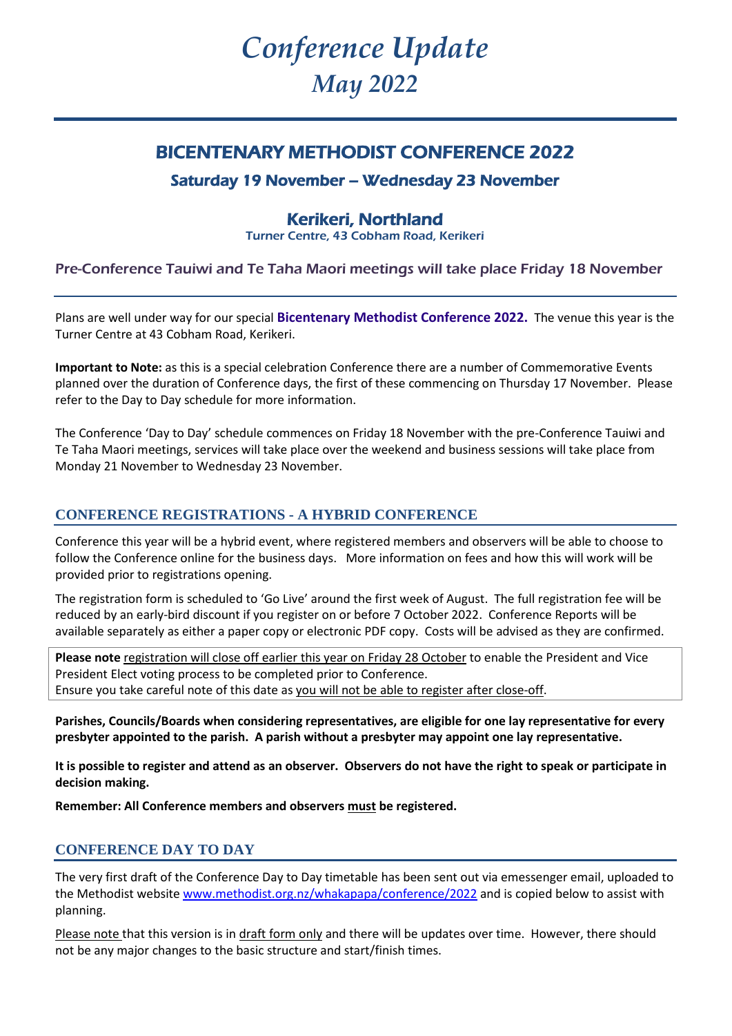# *Conference Update*
# *May 2022*

## BICENTENARY METHODIST CONFERENCE 2022

### Saturday 19 November – Wednesday 23 November

### Kerikeri, Northland

Turner Centre, 43 Cobham Road, Kerikeri

Pre-Conference Tauiwi and Te Taha Maori meetings will take place Friday 18 November

Plans are well under way for our special **Bicentenary Methodist Conference 2022.** The venue this year is the Turner Centre at 43 Cobham Road, Kerikeri.

**Important to Note:** as this is a special celebration Conference there are a number of Commemorative Events planned over the duration of Conference days, the first of these commencing on Thursday 17 November. Please refer to the Day to Day schedule for more information.

The Conference 'Day to Day' schedule commences on Friday 18 November with the pre-Conference Tauiwi and Te Taha Maori meetings, services will take place over the weekend and business sessions will take place from Monday 21 November to Wednesday 23 November.

## CONFERENCE REGISTRATIONS - A HYBRID CONFERENCE

Conference this year will be a hybrid event, where registered members and observers will be able to choose to follow the Conference online for the business days. More information on fees and how this will work will be provided prior to registrations opening.

The registration form is scheduled to 'Go Live' around the first week of August. The full registration fee will be reduced by an early-bird discount if you register on or before 7 October 2022. Conference Reports will be available separately as either a paper copy or electronic PDF copy. Costs will be advised as they are confirmed.

**Please note** registration will close off earlier this year on Friday 28 October to enable the President and Vice President Elect voting process to be completed prior to Conference.
Ensure you take careful note of this date as you will not be able to register after close-off.

**Parishes, Councils/Boards when considering representatives, are eligible for one lay representative for every presbyter appointed to the parish. A parish without a presbyter may appoint one lay representative.**

**It is possible to register and attend as an observer. Observers do not have the right to speak or participate in decision making.**

**Remember: All Conference members and observers must be registered.**

## CONFERENCE DAY TO DAY

The very first draft of the Conference Day to Day timetable has been sent out via emessenger email, uploaded to the Methodist website www.methodist.org.nz/whakapapa/conference/2022 and is copied below to assist with planning.

Please note that this version is in draft form only and there will be updates over time. However, there should not be any major changes to the basic structure and start/finish times.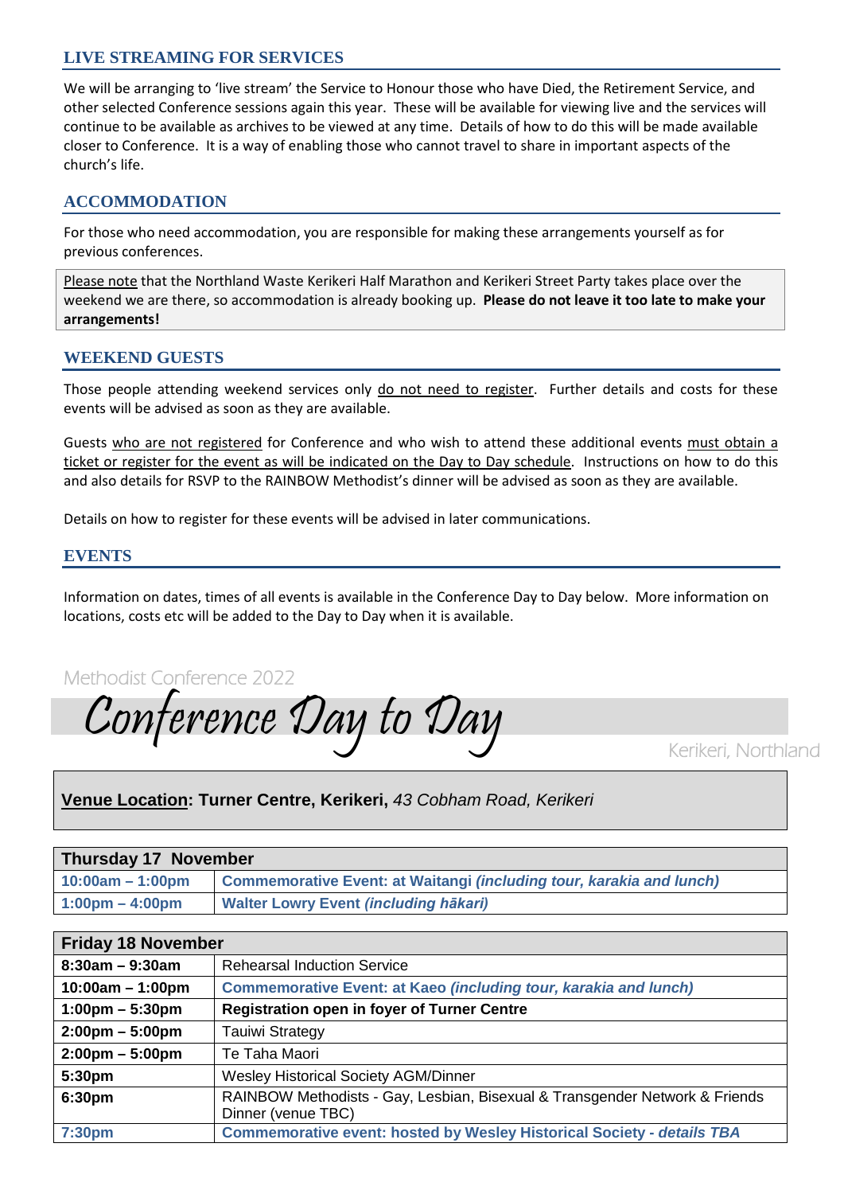## LIVE STREAMING FOR SERVICES

We will be arranging to 'live stream' the Service to Honour those who have Died, the Retirement Service, and other selected Conference sessions again this year. These will be available for viewing live and the services will continue to be available as archives to be viewed at any time. Details of how to do this will be made available closer to Conference. It is a way of enabling those who cannot travel to share in important aspects of the church's life.

## ACCOMMODATION

For those who need accommodation, you are responsible for making these arrangements yourself as for previous conferences.

Please note that the Northland Waste Kerikeri Half Marathon and Kerikeri Street Party takes place over the weekend we are there, so accommodation is already booking up. **Please do not leave it too late to make your arrangements!**

## WEEKEND GUESTS

Those people attending weekend services only do not need to register. Further details and costs for these events will be advised as soon as they are available.

Guests who are not registered for Conference and who wish to attend these additional events must obtain a ticket or register for the event as will be indicated on the Day to Day schedule. Instructions on how to do this and also details for RSVP to the RAINBOW Methodist's dinner will be advised as soon as they are available.

Details on how to register for these events will be advised in later communications.

## EVENTS

Information on dates, times of all events is available in the Conference Day to Day below. More information on locations, costs etc will be added to the Day to Day when it is available.

Methodist Conference 2022

# Conference Day to Day

Kerikeri, Northland

**Venue Location: Turner Centre, Kerikeri,** *43 Cobham Road, Kerikeri*

| Thursday 17 November | |
|---|---|
| **10:00am – 1:00pm** | **Commemorative Event: at Waitangi *(including tour, karakia and lunch)*** |
| **1:00pm – 4:00pm** | **Walter Lowry Event *(including hākari)*** |

| Friday 18 November | |
|---|---|
| **8:30am – 9:30am** | Rehearsal Induction Service |
| **10:00am – 1:00pm** | **Commemorative Event: at Kaeo *(including tour, karakia and lunch)*** |
| **1:00pm – 5:30pm** | **Registration open in foyer of Turner Centre** |
| **2:00pm – 5:00pm** | Tauiwi Strategy |
| **2:00pm – 5:00pm** | Te Taha Maori |
| **5:30pm** | Wesley Historical Society AGM/Dinner |
| **6:30pm** | RAINBOW Methodists - Gay, Lesbian, Bisexual & Transgender Network & Friends Dinner (venue TBC) |
| **7:30pm** | **Commemorative event: hosted by Wesley Historical Society - *details TBA*** |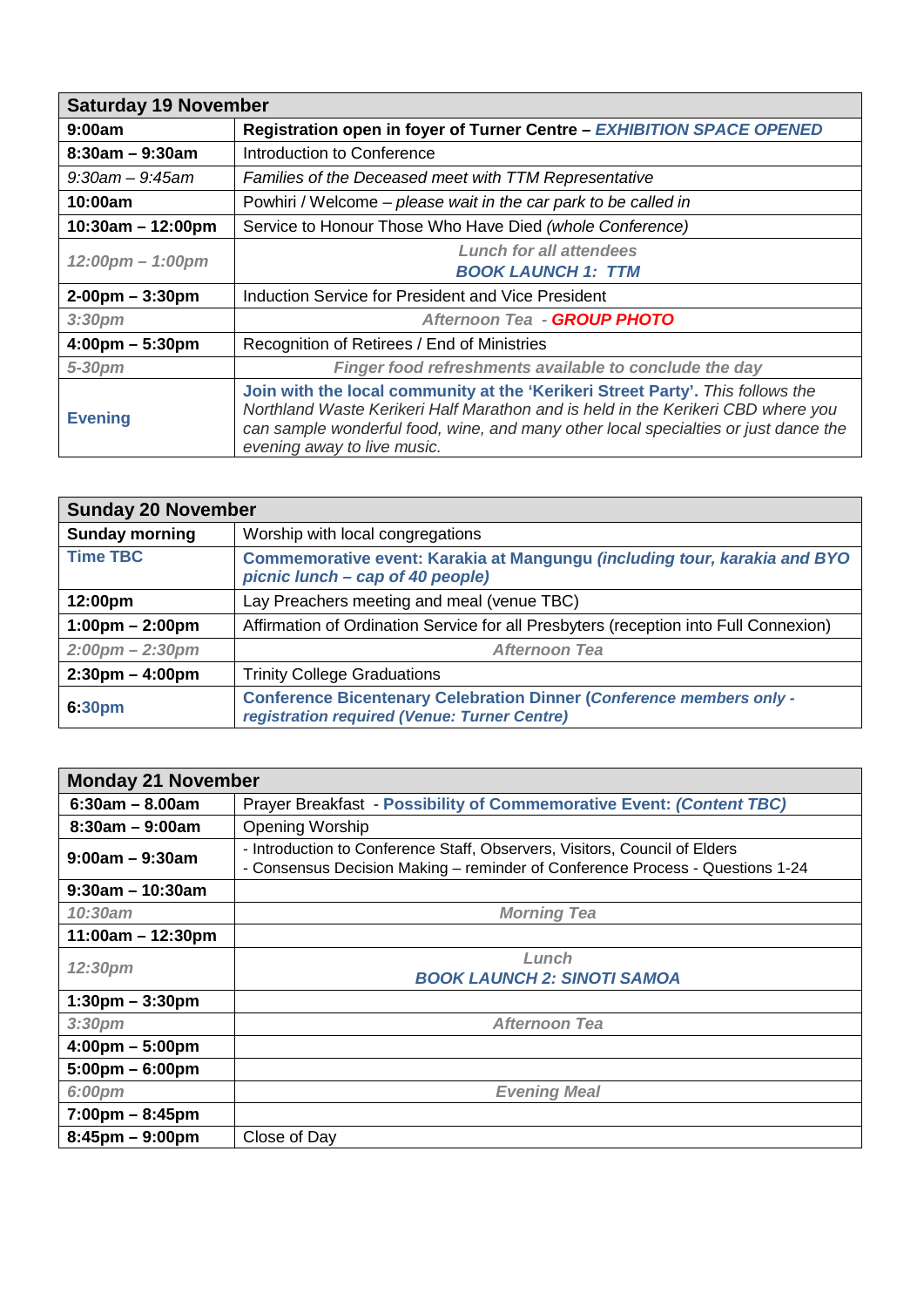| Saturday 19 November | |
|---|---|
| **9:00am** | **Registration open in foyer of Turner Centre – *EXHIBITION SPACE OPENED*** |
| **8:30am – 9:30am** | Introduction to Conference |
| *9:30am – 9:45am* | *Families of the Deceased meet with TTM Representative* |
| **10:00am** | Powhiri / Welcome – *please wait in the car park to be called in* |
| **10:30am – 12:00pm** | Service to Honour Those Who Have Died *(whole Conference)* |
| *12:00pm – 1:00pm* | ***Lunch for all attendees*** ***BOOK LAUNCH 1: TTM*** |
| **2-00pm – 3:30pm** | Induction Service for President and Vice President |
| *3:30pm* | ***Afternoon Tea - GROUP PHOTO*** |
| **4:00pm – 5:30pm** | Recognition of Retirees / End of Ministries |
| *5-30pm* | ***Finger food refreshments available to conclude the day*** |
| **Evening** | **Join with the local community at the 'Kerikeri Street Party'.** *This follows the Northland Waste Kerikeri Half Marathon and is held in the Kerikeri CBD where you can sample wonderful food, wine, and many other local specialties or just dance the evening away to live music.* |

| Sunday 20 November | |
|---|---|
| **Sunday morning** | Worship with local congregations |
| **Time TBC** | **Commemorative event: Karakia at Mangungu *(including tour, karakia and BYO picnic lunch – cap of 40 people)*** |
| **12:00pm** | Lay Preachers meeting and meal (venue TBC) |
| **1:00pm – 2:00pm** | Affirmation of Ordination Service for all Presbyters (reception into Full Connexion) |
| *2:00pm – 2:30pm* | ***Afternoon Tea*** |
| **2:30pm – 4:00pm** | Trinity College Graduations |
| **6:30pm** | **Conference Bicentenary Celebration Dinner (*Conference members only - registration required (Venue: Turner Centre)*** |

| Monday 21 November | |
|---|---|
| **6:30am – 8.00am** | Prayer Breakfast - **Possibility of Commemorative Event: *(Content TBC)*** |
| **8:30am – 9:00am** | Opening Worship |
| **9:00am – 9:30am** | - Introduction to Conference Staff, Observers, Visitors, Council of Elders<br>- Consensus Decision Making – reminder of Conference Process - Questions 1-24 |
| **9:30am – 10:30am** | |
| *10:30am* | ***Morning Tea*** |
| **11:00am – 12:30pm** | |
| *12:30pm* | ***Lunch*** ***BOOK LAUNCH 2: SINOTI SAMOA*** |
| **1:30pm – 3:30pm** | |
| *3:30pm* | ***Afternoon Tea*** |
| **4:00pm – 5:00pm** | |
| **5:00pm – 6:00pm** | |
| *6:00pm* | ***Evening Meal*** |
| **7:00pm – 8:45pm** | |
| **8:45pm – 9:00pm** | Close of Day |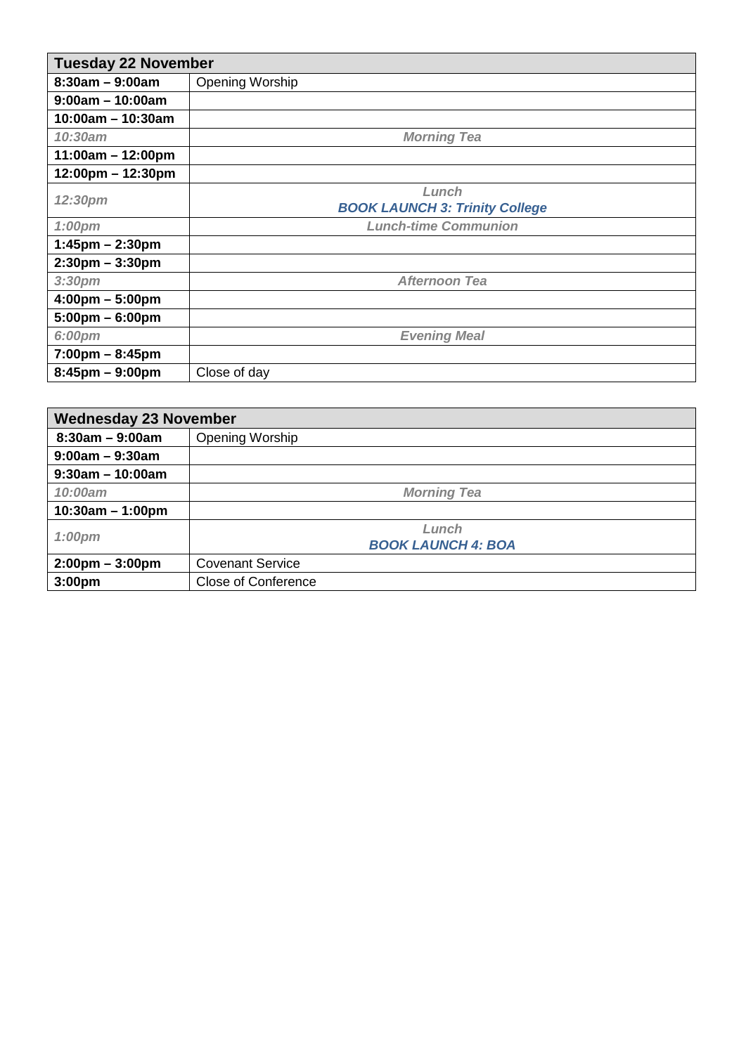| Tuesday 22 November | |
|---|---|
| **8:30am – 9:00am** | Opening Worship |
| **9:00am – 10:00am** | |
| **10:00am – 10:30am** | |
| *10:30am* | *Morning Tea* |
| **11:00am – 12:00pm** | |
| **12:00pm – 12:30pm** | |
| *12:30pm* | *Lunch* ***BOOK LAUNCH 3: Trinity College*** |
| *1:00pm* | *Lunch-time Communion* |
| **1:45pm – 2:30pm** | |
| **2:30pm – 3:30pm** | |
| *3:30pm* | *Afternoon Tea* |
| **4:00pm – 5:00pm** | |
| **5:00pm – 6:00pm** | |
| *6:00pm* | *Evening Meal* |
| **7:00pm – 8:45pm** | |
| **8:45pm – 9:00pm** | Close of day |

| Wednesday 23 November | |
|---|---|
| **8:30am – 9:00am** | Opening Worship |
| **9:00am – 9:30am** | |
| **9:30am – 10:00am** | |
| *10:00am* | *Morning Tea* |
| **10:30am – 1:00pm** | |
| *1:00pm* | *Lunch* ***BOOK LAUNCH 4: BOA*** |
| **2:00pm – 3:00pm** | Covenant Service |
| **3:00pm** | Close of Conference |